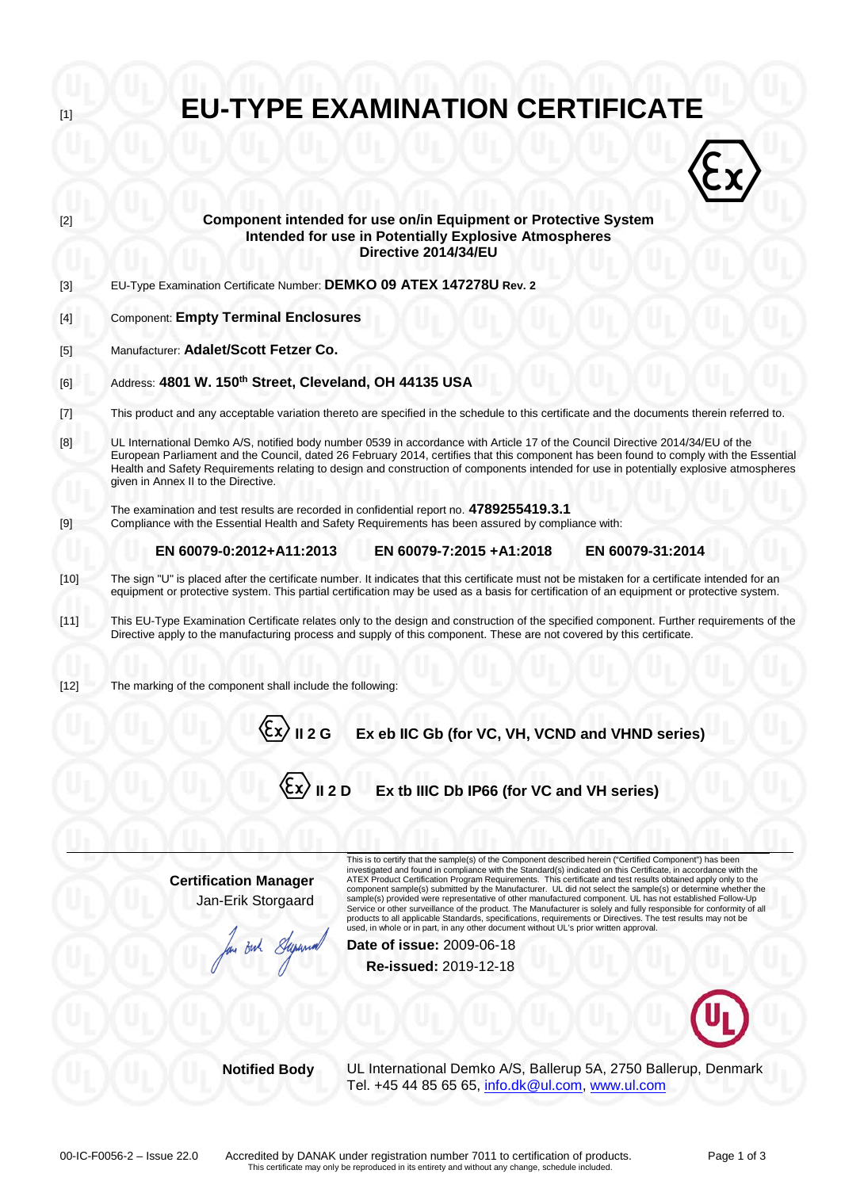[1] # EU-TYPE EXAMINATION CERTIFICATE

[2] **Component intended for use on/in Equipment or Protective System Intended for use in Potentially Explosive Atmospheres Directive 2014/34/EU**

[3] EU-Type Examination Certificate Number: **DEMKO 09 ATEX 147278U Rev. 2**

[4] Component: **Empty Terminal Enclosures**

[5] Manufacturer: **Adalet/Scott Fetzer Co.**

[6] Address: **4801 W. 150th Street, Cleveland, OH 44135 USA**

[7] This product and any acceptable variation thereto are specified in the schedule to this certificate and the documents therein referred to.

[8] UL International Demko A/S, notified body number 0539 in accordance with Article 17 of the Council Directive 2014/34/EU of the European Parliament and the Council, dated 26 February 2014, certifies that this component has been found to comply with the Essential Health and Safety Requirements relating to design and construction of components intended for use in potentially explosive atmospheres given in Annex II to the Directive.

The examination and test results are recorded in confidential report no. **4789255419.3.1**

[9] Compliance with the Essential Health and Safety Requirements has been assured by compliance with:

**EN 60079-0:2012+A11:2013** **EN 60079-7:2015 +A1:2018** **EN 60079-31:2014**

[10] The sign "U" is placed after the certificate number. It indicates that this certificate must not be mistaken for a certificate intended for an equipment or protective system. This partial certification may be used as a basis for certification of an equipment or protective system.

[11] This EU-Type Examination Certificate relates only to the design and construction of the specified component. Further requirements of the Directive apply to the manufacturing process and supply of this component. These are not covered by this certificate.

[12] The marking of the component shall include the following:

**Ex II 2 G Ex eb IIC Gb (for VC, VH, VCND and VHND series)**

**Ex II 2 D Ex tb IIIC Db IP66 (for VC and VH series)**

**Certification Manager**
Jan-Erik Storgaard

This is to certify that the sample(s) of the Component described herein ("Certified Component") has been investigated and found in compliance with the Standard(s) indicated on this Certificate, in accordance with the ATEX Product Certification Program Requirements. This certificate and test results obtained apply only to the component sample(s) submitted by the Manufacturer. UL did not select the sample(s) or determine whether the sample(s) provided were representative of other manufactured component. UL has not established Follow-Up Service or other surveillance of the product. The Manufacturer is solely and fully responsible for conformity of all products to all applicable Standards, specifications, requirements or Directives. The test results may not be used, in whole or in part, in any other document without UL's prior written approval.

**Date of issue:** 2009-06-18
**Re-issued:** 2019-12-18

**Notified Body** UL International Demko A/S, Ballerup 5A, 2750 Ballerup, Denmark
Tel. +45 44 85 65 65, info.dk@ul.com, www.ul.com

00-IC-F0056-2 – Issue 22.0 Accredited by DANAK under registration number 7011 to certification of products.
This certificate may only be reproduced in its entirety and without any change, schedule included.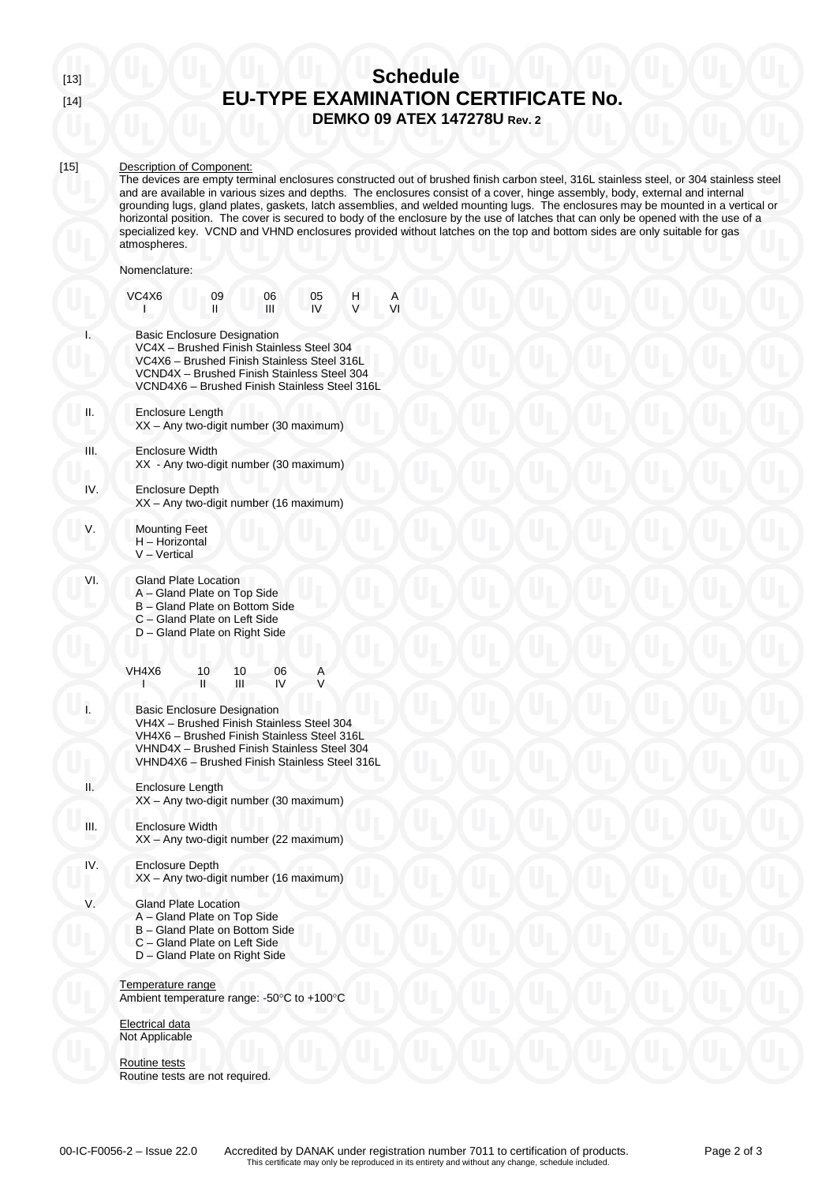[13] [14]

# Schedule
# EU-TYPE EXAMINATION CERTIFICATE No.
### DEMKO 09 ATEX 147278U Rev. 2

[15] Description of Component:

The devices are empty terminal enclosures constructed out of brushed finish carbon steel, 316L stainless steel, or 304 stainless steel and are available in various sizes and depths. The enclosures consist of a cover, hinge assembly, body, external and internal grounding lugs, gland plates, gaskets, latch assemblies, and welded mounting lugs. The enclosures may be mounted in a vertical or horizontal position. The cover is secured to body of the enclosure by the use of latches that can only be opened with the use of a specialized key. VCND and VHND enclosures provided without latches on the top and bottom sides are only suitable for gas atmospheres.

Nomenclature:

| VC4X6 | 09 | 06 | 05 | H | A |
|---|---|---|---|---|---|
| I | II | III | IV | V | VI |

I. Basic Enclosure Designation
   - VC4X – Brushed Finish Stainless Steel 304
   - VC4X6 – Brushed Finish Stainless Steel 316L
   - VCND4X – Brushed Finish Stainless Steel 304
   - VCND4X6 – Brushed Finish Stainless Steel 316L

II. Enclosure Length
   - XX – Any two-digit number (30 maximum)

III. Enclosure Width
   - XX - Any two-digit number (30 maximum)

IV. Enclosure Depth
   - XX – Any two-digit number (16 maximum)

V. Mounting Feet
   - H – Horizontal
   - V – Vertical

VI. Gland Plate Location
   - A – Gland Plate on Top Side
   - B – Gland Plate on Bottom Side
   - C – Gland Plate on Left Side
   - D – Gland Plate on Right Side

| VH4X6 | 10 | 10 | 06 | A |
|---|---|---|---|---|
| I | II | III | IV | V |

I. Basic Enclosure Designation
   - VH4X – Brushed Finish Stainless Steel 304
   - VH4X6 – Brushed Finish Stainless Steel 316L
   - VHND4X – Brushed Finish Stainless Steel 304
   - VHND4X6 – Brushed Finish Stainless Steel 316L

II. Enclosure Length
   - XX – Any two-digit number (30 maximum)

III. Enclosure Width
   - XX – Any two-digit number (22 maximum)

IV. Enclosure Depth
   - XX – Any two-digit number (16 maximum)

V. Gland Plate Location
   - A – Gland Plate on Top Side
   - B – Gland Plate on Bottom Side
   - C – Gland Plate on Left Side
   - D – Gland Plate on Right Side

Temperature range

Ambient temperature range: -50°C to +100°C

Electrical data

Not Applicable

Routine tests

Routine tests are not required.

00-IC-F0056-2 – Issue 22.0 Accredited by DANAK under registration number 7011 to certification of products.
This certificate may only be reproduced in its entirety and without any change, schedule included.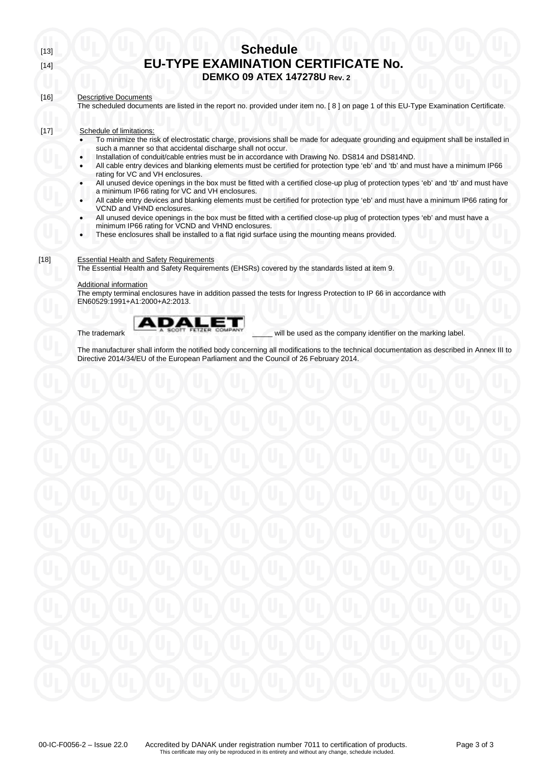[13]
# Schedule

[14]
# EU-TYPE EXAMINATION CERTIFICATE No.

**DEMKO 09 ATEX 147278U Rev. 2**

[16] Descriptive Documents

The scheduled documents are listed in the report no. provided under item no. [ 8 ] on page 1 of this EU-Type Examination Certificate.

[17] Schedule of limitations:

- To minimize the risk of electrostatic charge, provisions shall be made for adequate grounding and equipment shall be installed in such a manner so that accidental discharge shall not occur.
- Installation of conduit/cable entries must be in accordance with Drawing No. DS814 and DS814ND.
- All cable entry devices and blanking elements must be certified for protection type 'eb' and 'tb' and must have a minimum IP66 rating for VC and VH enclosures.
- All unused device openings in the box must be fitted with a certified close-up plug of protection types 'eb' and 'tb' and must have a minimum IP66 rating for VC and VH enclosures.
- All cable entry devices and blanking elements must be certified for protection type 'eb' and must have a minimum IP66 rating for VCND and VHND enclosures.
- All unused device openings in the box must be fitted with a certified close-up plug of protection types 'eb' and must have a minimum IP66 rating for VCND and VHND enclosures.
- These enclosures shall be installed to a flat rigid surface using the mounting means provided.

[18] Essential Health and Safety Requirements

The Essential Health and Safety Requirements (EHSRs) covered by the standards listed at item 9.

Additional information

The empty terminal enclosures have in addition passed the tests for Ingress Protection to IP 66 in accordance with EN60529:1991+A1:2000+A2:2013.

The trademark ADALET A SCOTT FETZER COMPANY _____ will be used as the company identifier on the marking label.

The manufacturer shall inform the notified body concerning all modifications to the technical documentation as described in Annex III to Directive 2014/34/EU of the European Parliament and the Council of 26 February 2014.

00-IC-F0056-2 – Issue 22.0 Accredited by DANAK under registration number 7011 to certification of products.
This certificate may only be reproduced in its entirety and without any change, schedule included.